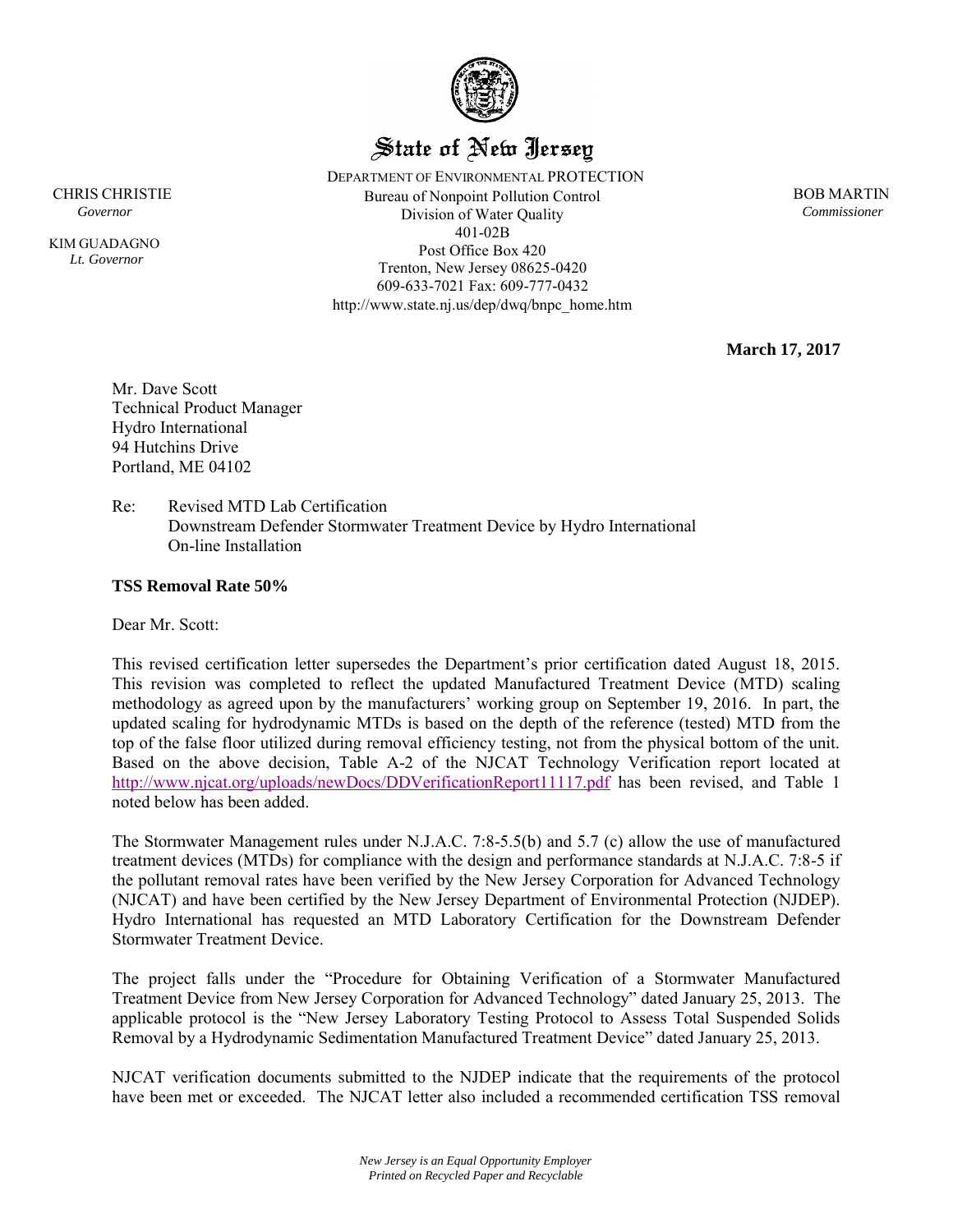# State of New Jersey

DEPARTMENT OF ENVIRONMENTAL PROTECTION
Bureau of Nonpoint Pollution Control
Division of Water Quality
401-02B
Post Office Box 420
Trenton, New Jersey 08625-0420
609-633-7021 Fax: 609-777-0432
http://www.state.nj.us/dep/dwq/bnpc_home.htm

CHRIS CHRISTIE
*Governor*

KIM GUADAGNO
*Lt. Governor*

BOB MARTIN
*Commissioner*

**March 17, 2017**

Mr. Dave Scott
Technical Product Manager
Hydro International
94 Hutchins Drive
Portland, ME 04102

Re: Revised MTD Lab Certification
Downstream Defender Stormwater Treatment Device by Hydro International
On-line Installation

**TSS Removal Rate 50%**

Dear Mr. Scott:

This revised certification letter supersedes the Department's prior certification dated August 18, 2015. This revision was completed to reflect the updated Manufactured Treatment Device (MTD) scaling methodology as agreed upon by the manufacturers' working group on September 19, 2016. In part, the updated scaling for hydrodynamic MTDs is based on the depth of the reference (tested) MTD from the top of the false floor utilized during removal efficiency testing, not from the physical bottom of the unit. Based on the above decision, Table A-2 of the NJCAT Technology Verification report located at http://www.njcat.org/uploads/newDocs/DDVerificationReport11117.pdf has been revised, and Table 1 noted below has been added.

The Stormwater Management rules under N.J.A.C. 7:8-5.5(b) and 5.7 (c) allow the use of manufactured treatment devices (MTDs) for compliance with the design and performance standards at N.J.A.C. 7:8-5 if the pollutant removal rates have been verified by the New Jersey Corporation for Advanced Technology (NJCAT) and have been certified by the New Jersey Department of Environmental Protection (NJDEP). Hydro International has requested an MTD Laboratory Certification for the Downstream Defender Stormwater Treatment Device.

The project falls under the "Procedure for Obtaining Verification of a Stormwater Manufactured Treatment Device from New Jersey Corporation for Advanced Technology" dated January 25, 2013. The applicable protocol is the "New Jersey Laboratory Testing Protocol to Assess Total Suspended Solids Removal by a Hydrodynamic Sedimentation Manufactured Treatment Device" dated January 25, 2013.

NJCAT verification documents submitted to the NJDEP indicate that the requirements of the protocol have been met or exceeded. The NJCAT letter also included a recommended certification TSS removal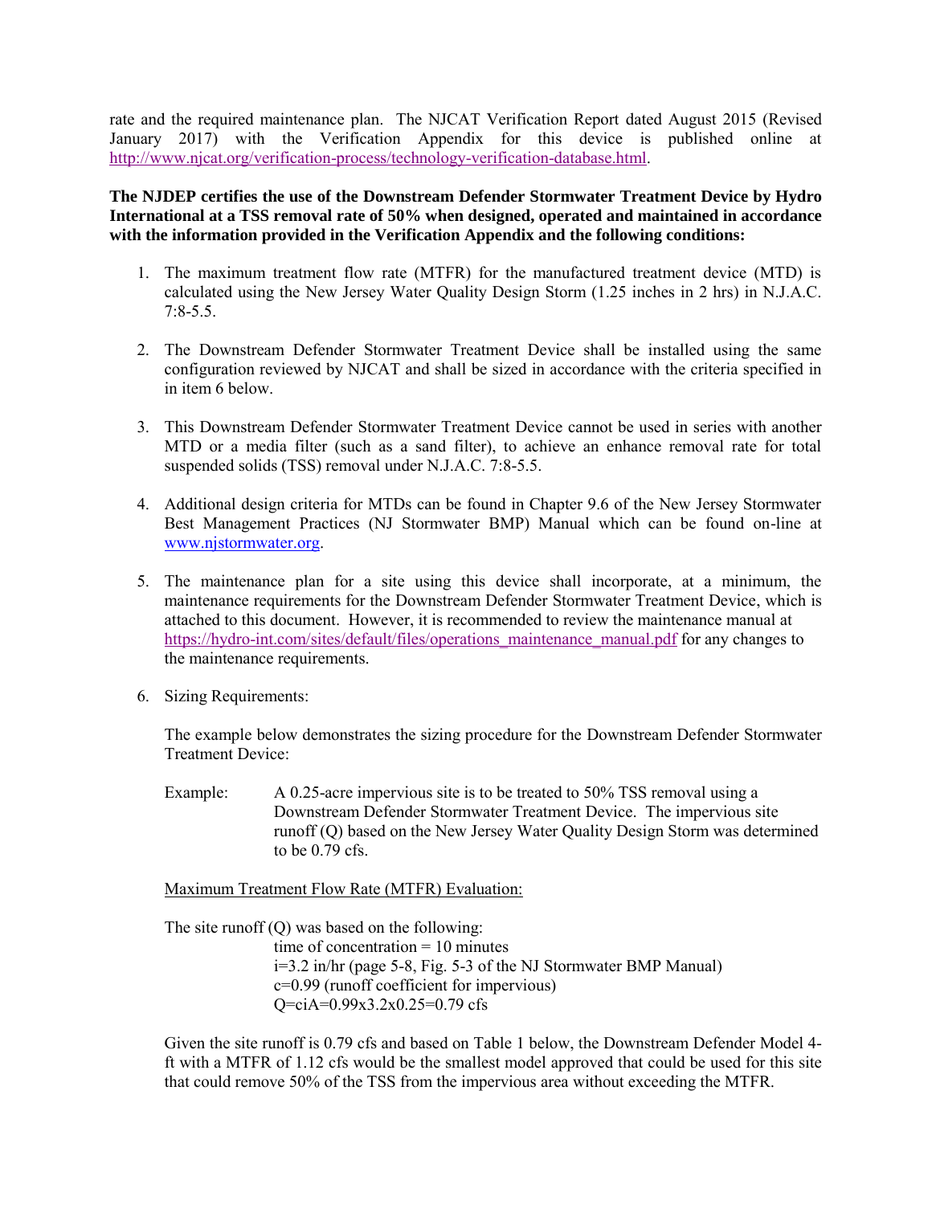rate and the required maintenance plan. The NJCAT Verification Report dated August 2015 (Revised January 2017) with the Verification Appendix for this device is published online at http://www.njcat.org/verification-process/technology-verification-database.html.

**The NJDEP certifies the use of the Downstream Defender Stormwater Treatment Device by Hydro International at a TSS removal rate of 50% when designed, operated and maintained in accordance with the information provided in the Verification Appendix and the following conditions:**

1. The maximum treatment flow rate (MTFR) for the manufactured treatment device (MTD) is calculated using the New Jersey Water Quality Design Storm (1.25 inches in 2 hrs) in N.J.A.C. 7:8-5.5.

2. The Downstream Defender Stormwater Treatment Device shall be installed using the same configuration reviewed by NJCAT and shall be sized in accordance with the criteria specified in in item 6 below.

3. This Downstream Defender Stormwater Treatment Device cannot be used in series with another MTD or a media filter (such as a sand filter), to achieve an enhance removal rate for total suspended solids (TSS) removal under N.J.A.C. 7:8-5.5.

4. Additional design criteria for MTDs can be found in Chapter 9.6 of the New Jersey Stormwater Best Management Practices (NJ Stormwater BMP) Manual which can be found on-line at www.njstormwater.org.

5. The maintenance plan for a site using this device shall incorporate, at a minimum, the maintenance requirements for the Downstream Defender Stormwater Treatment Device, which is attached to this document. However, it is recommended to review the maintenance manual at https://hydro-int.com/sites/default/files/operations_maintenance_manual.pdf for any changes to the maintenance requirements.

6. Sizing Requirements:

   The example below demonstrates the sizing procedure for the Downstream Defender Stormwater Treatment Device:

   Example: A 0.25-acre impervious site is to be treated to 50% TSS removal using a Downstream Defender Stormwater Treatment Device. The impervious site runoff (Q) based on the New Jersey Water Quality Design Storm was determined to be 0.79 cfs.

   Maximum Treatment Flow Rate (MTFR) Evaluation:

   The site runoff (Q) was based on the following:

   time of concentration = 10 minutes
   i=3.2 in/hr (page 5-8, Fig. 5-3 of the NJ Stormwater BMP Manual)
   c=0.99 (runoff coefficient for impervious)
   $Q=ciA=0.99 \times 3.2 \times 0.25=0.79$ cfs

   Given the site runoff is 0.79 cfs and based on Table 1 below, the Downstream Defender Model 4-ft with a MTFR of 1.12 cfs would be the smallest model approved that could be used for this site that could remove 50% of the TSS from the impervious area without exceeding the MTFR.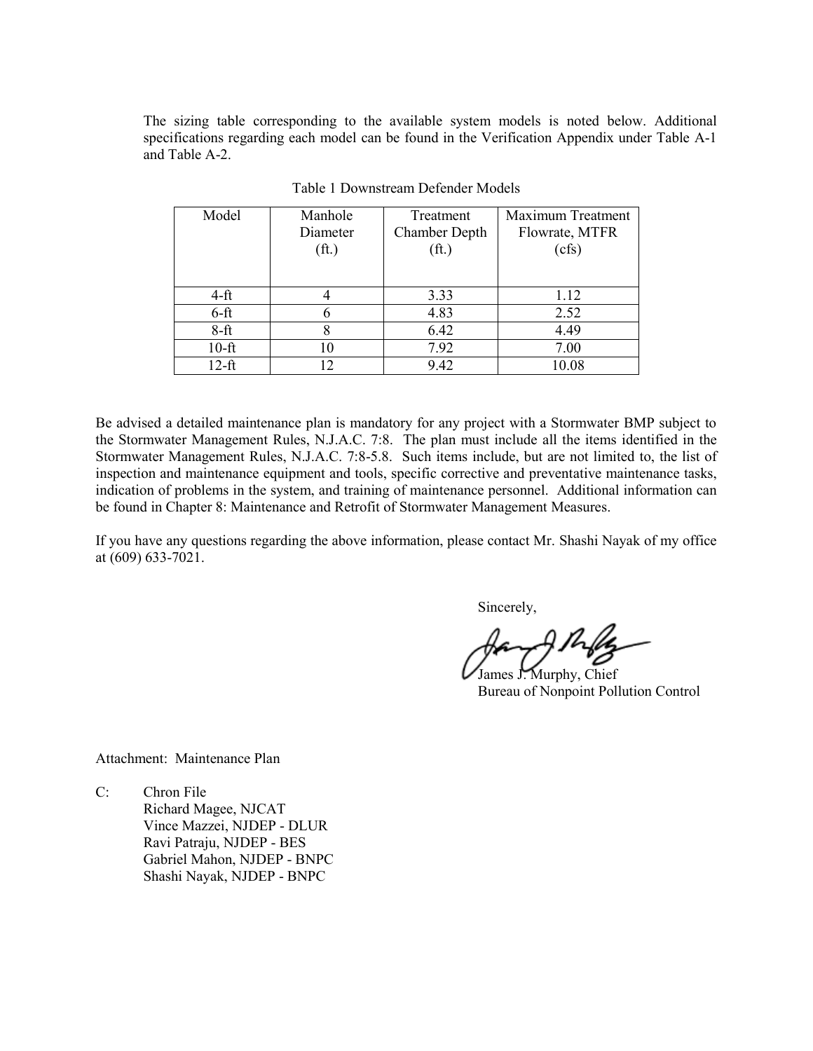The sizing table corresponding to the available system models is noted below. Additional specifications regarding each model can be found in the Verification Appendix under Table A-1 and Table A-2.

Table 1 Downstream Defender Models

| Model | Manhole Diameter (ft.) | Treatment Chamber Depth (ft.) | Maximum Treatment Flowrate, MTFR (cfs) |
|---|---|---|---|
| 4-ft | 4 | 3.33 | 1.12 |
| 6-ft | 6 | 4.83 | 2.52 |
| 8-ft | 8 | 6.42 | 4.49 |
| 10-ft | 10 | 7.92 | 7.00 |
| 12-ft | 12 | 9.42 | 10.08 |

Be advised a detailed maintenance plan is mandatory for any project with a Stormwater BMP subject to the Stormwater Management Rules, N.J.A.C. 7:8. The plan must include all the items identified in the Stormwater Management Rules, N.J.A.C. 7:8-5.8. Such items include, but are not limited to, the list of inspection and maintenance equipment and tools, specific corrective and preventative maintenance tasks, indication of problems in the system, and training of maintenance personnel. Additional information can be found in Chapter 8: Maintenance and Retrofit of Stormwater Management Measures.

If you have any questions regarding the above information, please contact Mr. Shashi Nayak of my office at (609) 633-7021.

Sincerely,

James J. Murphy, Chief
Bureau of Nonpoint Pollution Control

Attachment: Maintenance Plan

C: Chron File
Richard Magee, NJCAT
Vince Mazzei, NJDEP - DLUR
Ravi Patraju, NJDEP - BES
Gabriel Mahon, NJDEP - BNPC
Shashi Nayak, NJDEP - BNPC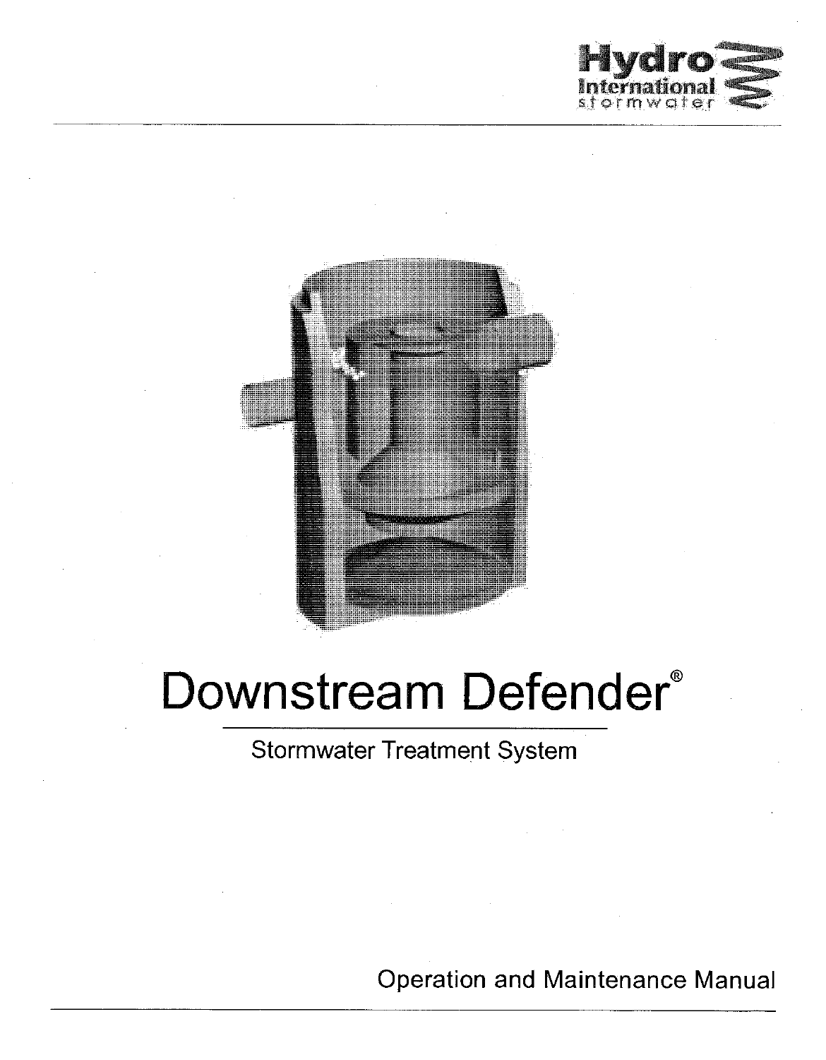# Downstream Defender®

Stormwater Treatment System

Operation and Maintenance Manual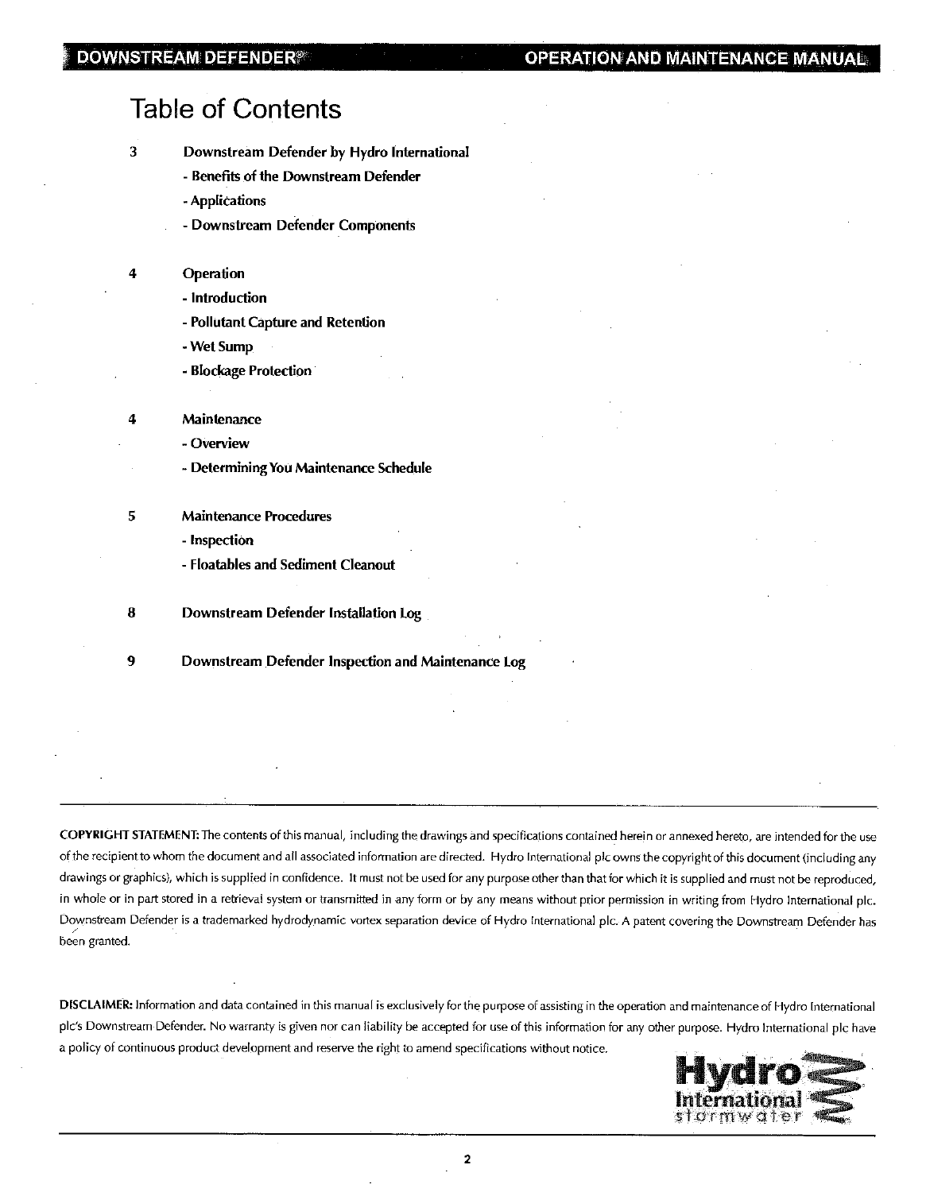# Table of Contents

3 **Downstream Defender by Hydro International**
- **Benefits of the Downstream Defender**
- **Applications**
- **Downstream Defender Components**

4 **Operation**
- **Introduction**
- **Pollutant Capture and Retention**
- **Wet Sump**
- **Blockage Protection**

4 **Maintenance**
- **Overview**
- **Determining You Maintenance Schedule**

5 **Maintenance Procedures**
- **Inspection**
- **Floatables and Sediment Cleanout**

8 **Downstream Defender Installation Log**

9 **Downstream Defender Inspection and Maintenance Log**

---

**COPYRIGHT STATEMENT:** The contents of this manual, including the drawings and specifications contained herein or annexed hereto, are intended for the use of the recipient to whom the document and all associated information are directed. Hydro International plc owns the copyright of this document (including any drawings or graphics), which is supplied in confidence. It must not be used for any purpose other than that for which it is supplied and must not be reproduced, in whole or in part stored in a retrieval system or transmitted in any form or by any means without prior permission in writing from Hydro International plc. Downstream Defender is a trademarked hydrodynamic vortex separation device of Hydro International plc. A patent covering the Downstream Defender has been granted.

**DISCLAIMER:** Information and data contained in this manual is exclusively for the purpose of assisting in the operation and maintenance of Hydro International plc's Downstream Defender. No warranty is given nor can liability be accepted for use of this information for any other purpose. Hydro International plc have a policy of continuous product development and reserve the right to amend specifications without notice.

Hydro International stormwater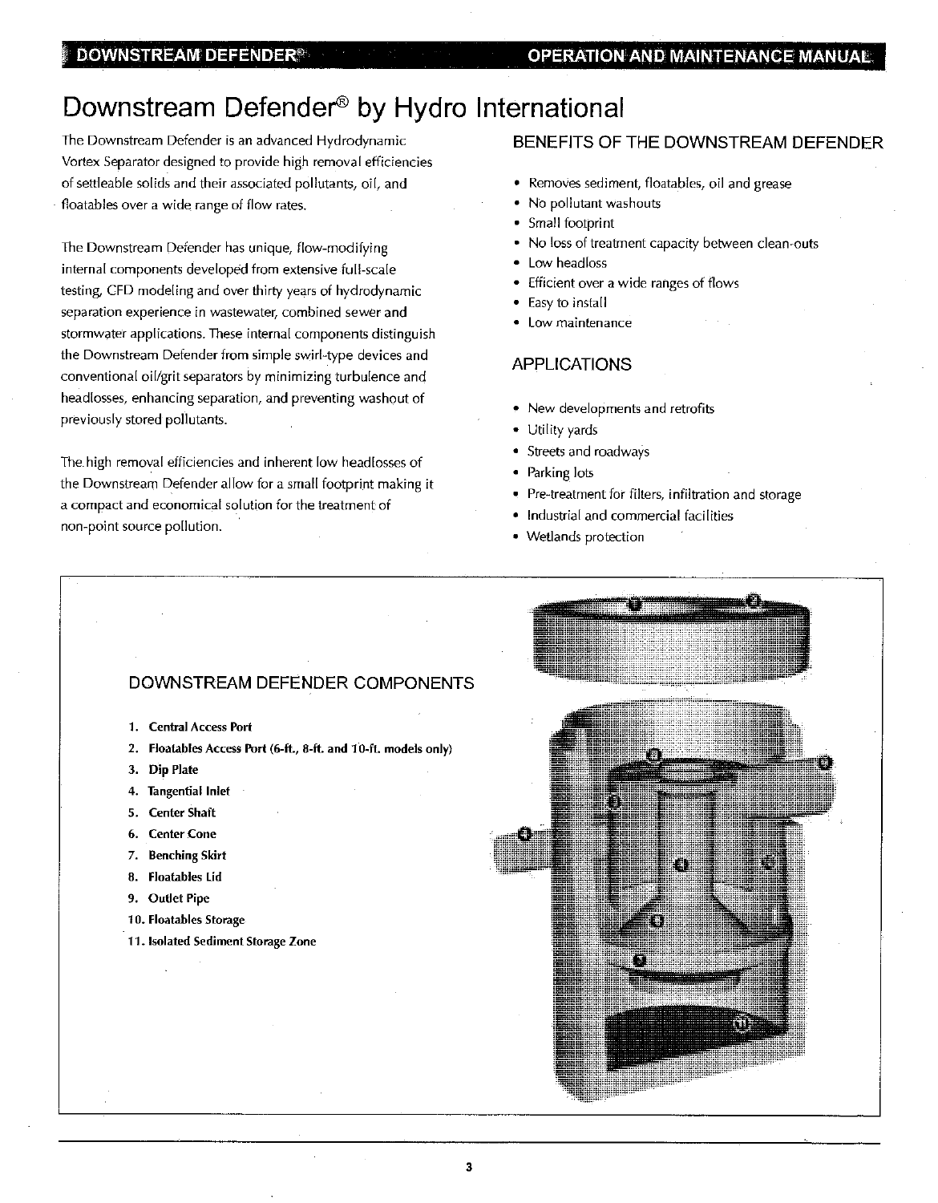# Downstream Defender® by Hydro International

The Downstream Defender is an advanced Hydrodynamic Vortex Separator designed to provide high removal efficiencies of settleable solids and their associated pollutants, oil, and floatables over a wide range of flow rates.

The Downstream Defender has unique, flow-modifying internal components developed from extensive full-scale testing, CFD modeling and over thirty years of hydrodynamic separation experience in wastewater, combined sewer and stormwater applications. These internal components distinguish the Downstream Defender from simple swirl-type devices and conventional oil/grit separators by minimizing turbulence and headlosses, enhancing separation, and preventing washout of previously stored pollutants.

The high removal efficiencies and inherent low headlosses of the Downstream Defender allow for a small footprint making it a compact and economical solution for the treatment of non-point source pollution.

## BENEFITS OF THE DOWNSTREAM DEFENDER

- Removes sediment, floatables, oil and grease
- No pollutant washouts
- Small footprint
- No loss of treatment capacity between clean-outs
- Low headloss
- Efficient over a wide ranges of flows
- Easy to install
- Low maintenance

## APPLICATIONS

- New developments and retrofits
- Utility yards
- Streets and roadways
- Parking lots
- Pre-treatment for filters, infiltration and storage
- Industrial and commercial facilities
- Wetlands protection

## DOWNSTREAM DEFENDER COMPONENTS

1. **Central Access Port**
2. **Floatables Access Port (6-ft., 8-ft. and 10-ft. models only)**
3. **Dip Plate**
4. **Tangential Inlet**
5. **Center Shaft**
6. **Center Cone**
7. **Benching Skirt**
8. **Floatables Lid**
9. **Outlet Pipe**
10. **Floatables Storage**
11. **Isolated Sediment Storage Zone**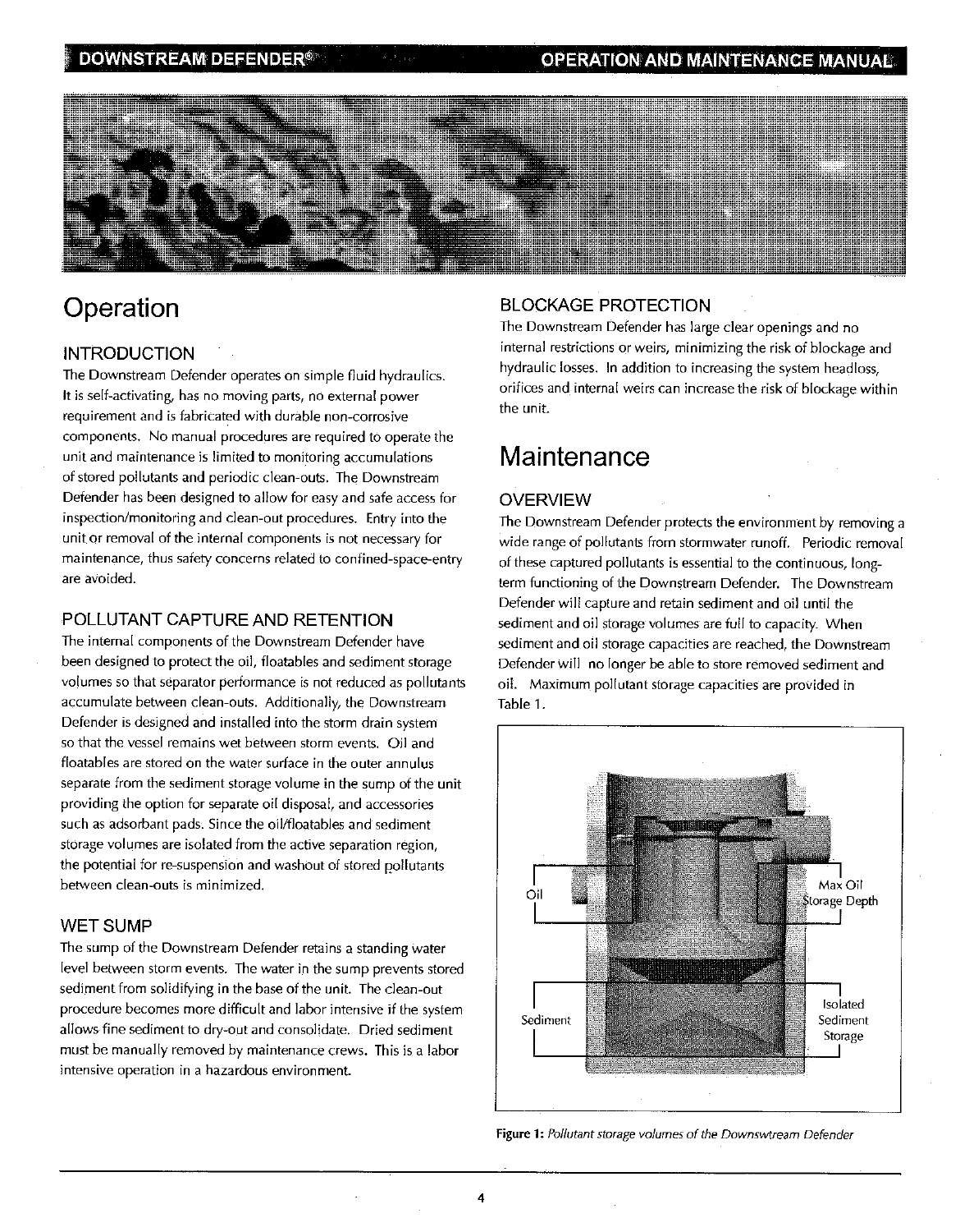# Operation

## INTRODUCTION

The Downstream Defender operates on simple fluid hydraulics. It is self-activating, has no moving parts, no external power requirement and is fabricated with durable non-corrosive components. No manual procedures are required to operate the unit and maintenance is limited to monitoring accumulations of stored pollutants and periodic clean-outs. The Downstream Defender has been designed to allow for easy and safe access for inspection/monitoring and clean-out procedures. Entry into the unit or removal of the internal components is not necessary for maintenance, thus safety concerns related to confined-space-entry are avoided.

## POLLUTANT CAPTURE AND RETENTION

The internal components of the Downstream Defender have been designed to protect the oil, floatables and sediment storage volumes so that separator performance is not reduced as pollutants accumulate between clean-outs. Additionally, the Downstream Defender is designed and installed into the storm drain system so that the vessel remains wet between storm events. Oil and floatables are stored on the water surface in the outer annulus separate from the sediment storage volume in the sump of the unit providing the option for separate oil disposal, and accessories such as adsorbant pads. Since the oil/floatables and sediment storage volumes are isolated from the active separation region, the potential for re-suspension and washout of stored pollutants between clean-outs is minimized.

## WET SUMP

The sump of the Downstream Defender retains a standing water level between storm events. The water in the sump prevents stored sediment from solidifying in the base of the unit. The clean-out procedure becomes more difficult and labor intensive if the system allows fine sediment to dry-out and consolidate. Dried sediment must be manually removed by maintenance crews. This is a labor intensive operation in a hazardous environment.

## BLOCKAGE PROTECTION

The Downstream Defender has large clear openings and no internal restrictions or weirs, minimizing the risk of blockage and hydraulic losses. In addition to increasing the system headloss, orifices and internal weirs can increase the risk of blockage within the unit.

# Maintenance

## OVERVIEW

The Downstream Defender protects the environment by removing a wide range of pollutants from stormwater runoff. Periodic removal of these captured pollutants is essential to the continuous, long-term functioning of the Downstream Defender. The Downstream Defender will capture and retain sediment and oil until the sediment and oil storage volumes are full to capacity. When sediment and oil storage capacities are reached, the Downstream Defender will no longer be able to store removed sediment and oil. Maximum pollutant storage capacities are provided in Table 1.

Oil

Max Oil Storage Depth

Sediment

Isolated Sediment Storage

**Figure 1:** *Pollutant storage volumes of the Downswtream Defender*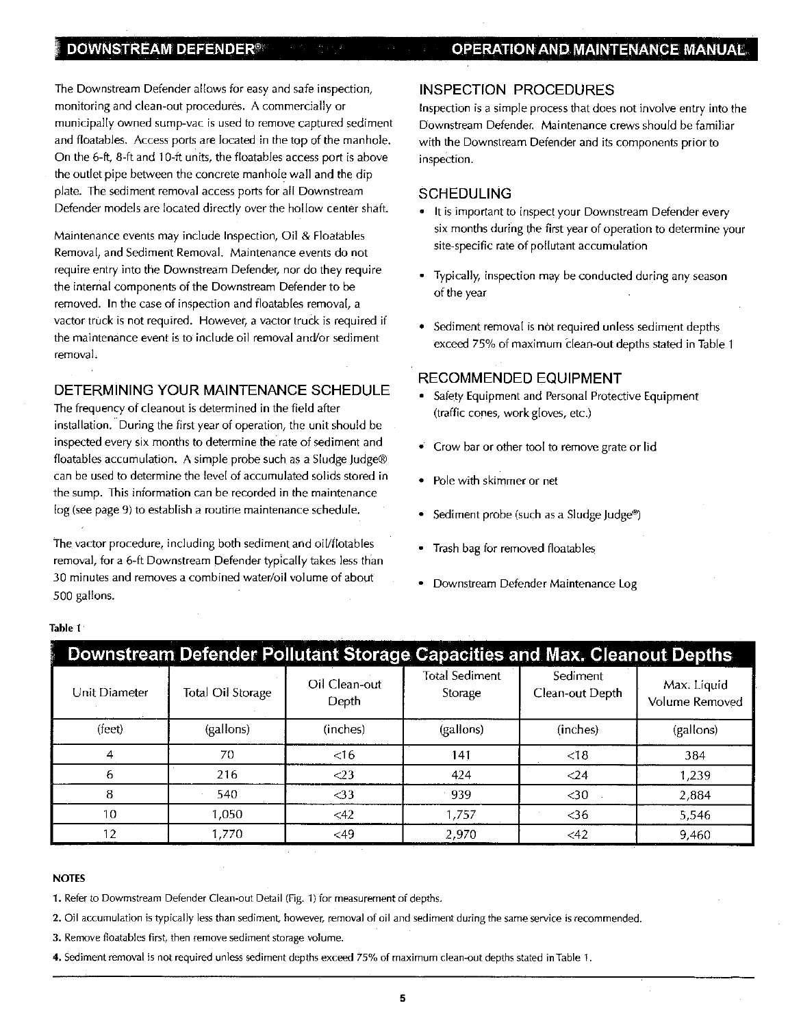The Downstream Defender allows for easy and safe inspection, monitoring and clean-out procedures. A commercially or municipally owned sump-vac is used to remove captured sediment and floatables. Access ports are located in the top of the manhole. On the 6-ft, 8-ft and 10-ft units, the floatables access port is above the outlet pipe between the concrete manhole wall and the dip plate. The sediment removal access ports for all Downstream Defender models are located directly over the hollow center shaft.

Maintenance events may include Inspection, Oil & Floatables Removal, and Sediment Removal. Maintenance events do not require entry into the Downstream Defender, nor do they require the internal components of the Downstream Defender to be removed. In the case of inspection and floatables removal, a vactor truck is not required. However, a vactor truck is required if the maintenance event is to include oil removal and/or sediment removal.

## DETERMINING YOUR MAINTENANCE SCHEDULE

The frequency of cleanout is determined in the field after installation. During the first year of operation, the unit should be inspected every six months to determine the rate of sediment and floatables accumulation. A simple probe such as a Sludge Judge® can be used to determine the level of accumulated solids stored in the sump. This information can be recorded in the maintenance log (see page 9) to establish a routine maintenance schedule.

The vactor procedure, including both sediment and oil/flotables removal, for a 6-ft Downstream Defender typically takes less than 30 minutes and removes a combined water/oil volume of about 500 gallons.

## INSPECTION PROCEDURES

Inspection is a simple process that does not involve entry into the Downstream Defender. Maintenance crews should be familiar with the Downstream Defender and its components prior to inspection.

## SCHEDULING

- It is important to inspect your Downstream Defender every six months during the first year of operation to determine your site-specific rate of pollutant accumulation
- Typically, inspection may be conducted during any season of the year
- Sediment removal is not required unless sediment depths exceed 75% of maximum clean-out depths stated in Table 1

## RECOMMENDED EQUIPMENT

- Safety Equipment and Personal Protective Equipment (traffic cones, work gloves, etc.)
- Crow bar or other tool to remove grate or lid
- Pole with skimmer or net
- Sediment probe (such as a Sludge Judge®)
- Trash bag for removed floatables
- Downstream Defender Maintenance Log

Table 1

**Downstream Defender Pollutant Storage Capacities and Max. Cleanout Depths**

| Unit Diameter | Total Oil Storage | Oil Clean-out Depth | Total Sediment Storage | Sediment Clean-out Depth | Max. Liquid Volume Removed |
|---|---|---|---|---|---|
| (feet) | (gallons) | (inches) | (gallons) | (inches) | (gallons) |
| 4 | 70 | <16 | 141 | <18 | 384 |
| 6 | 216 | <23 | 424 | <24 | 1,239 |
| 8 | 540 | <33 | 939 | <30 | 2,884 |
| 10 | 1,050 | <42 | 1,757 | <36 | 5,546 |
| 12 | 1,770 | <49 | 2,970 | <42 | 9,460 |

**NOTES**

1. Refer to Dowmstream Defender Clean-out Detail (Fig. 1) for measurement of depths.
2. Oil accumulation is typically less than sediment, however, removal of oil and sediment during the same service is recommended.
3. Remove floatables first, then remove sediment storage volume.
4. Sediment removal is not required unless sediment depths exceed 75% of maximum clean-out depths stated in Table 1.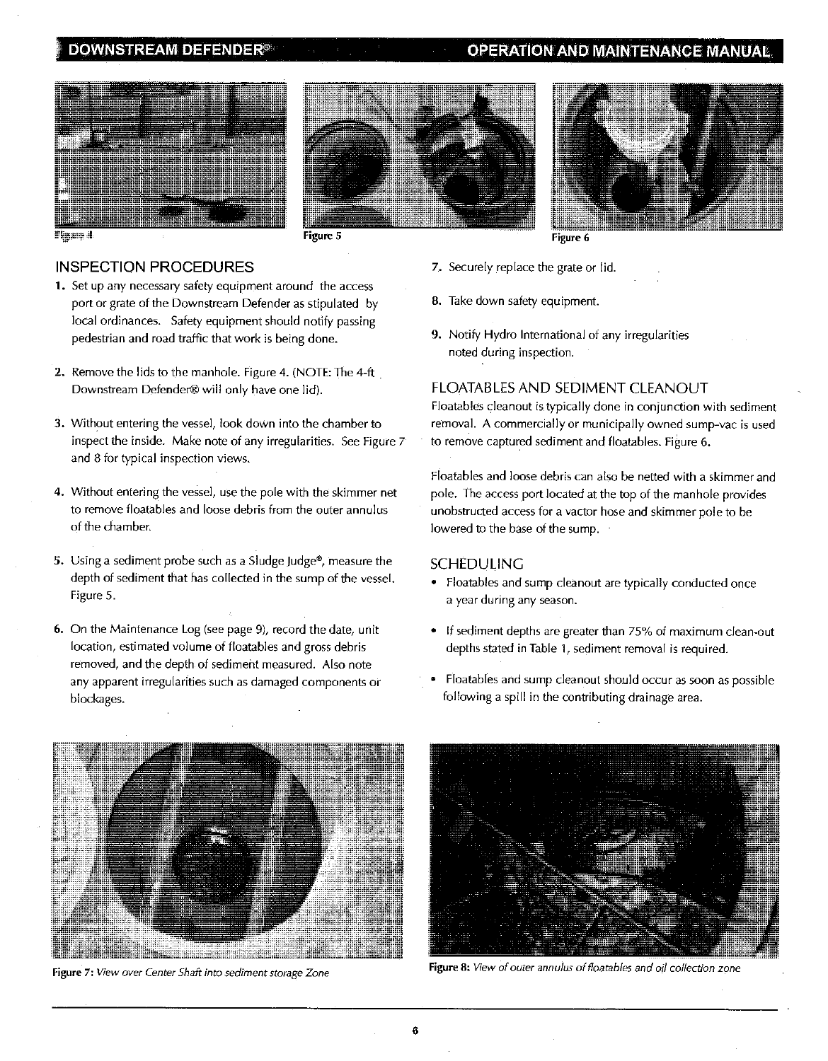Figure 4

Figure 5

Figure 6

## INSPECTION PROCEDURES

1. Set up any necessary safety equipment around the access port or grate of the Downstream Defender as stipulated by local ordinances. Safety equipment should notify passing pedestrian and road traffic that work is being done.
2. Remove the lids to the manhole. Figure 4. (NOTE: The 4-ft Downstream Defender® will only have one lid).
3. Without entering the vessel, look down into the chamber to inspect the inside. Make note of any irregularities. See Figure 7 and 8 for typical inspection views.
4. Without entering the vessel, use the pole with the skimmer net to remove floatables and loose debris from the outer annulus of the chamber.
5. Using a sediment probe such as a Sludge Judge®, measure the depth of sediment that has collected in the sump of the vessel. Figure 5.
6. On the Maintenance Log (see page 9), record the date, unit location, estimated volume of floatables and gross debris removed, and the depth of sediment measured. Also note any apparent irregularities such as damaged components or blockages.
7. Securely replace the grate or lid.
8. Take down safety equipment.
9. Notify Hydro International of any irregularities noted during inspection.

## FLOATABLES AND SEDIMENT CLEANOUT

Floatables cleanout is typically done in conjunction with sediment removal. A commercially or municipally owned sump-vac is used to remove captured sediment and floatables. Figure 6.

Floatables and loose debris can also be netted with a skimmer and pole. The access port located at the top of the manhole provides unobstructed access for a vactor hose and skimmer pole to be lowered to the base of the sump.

## SCHEDULING

- Floatables and sump cleanout are typically conducted once a year during any season.
- If sediment depths are greater than 75% of maximum clean-out depths stated in Table 1, sediment removal is required.
- Floatables and sump cleanout should occur as soon as possible following a spill in the contributing drainage area.

**Figure 7:** *View over Center Shaft into sediment storage Zone*

**Figure 8:** *View of outer annulus of floatables and oil collection zone*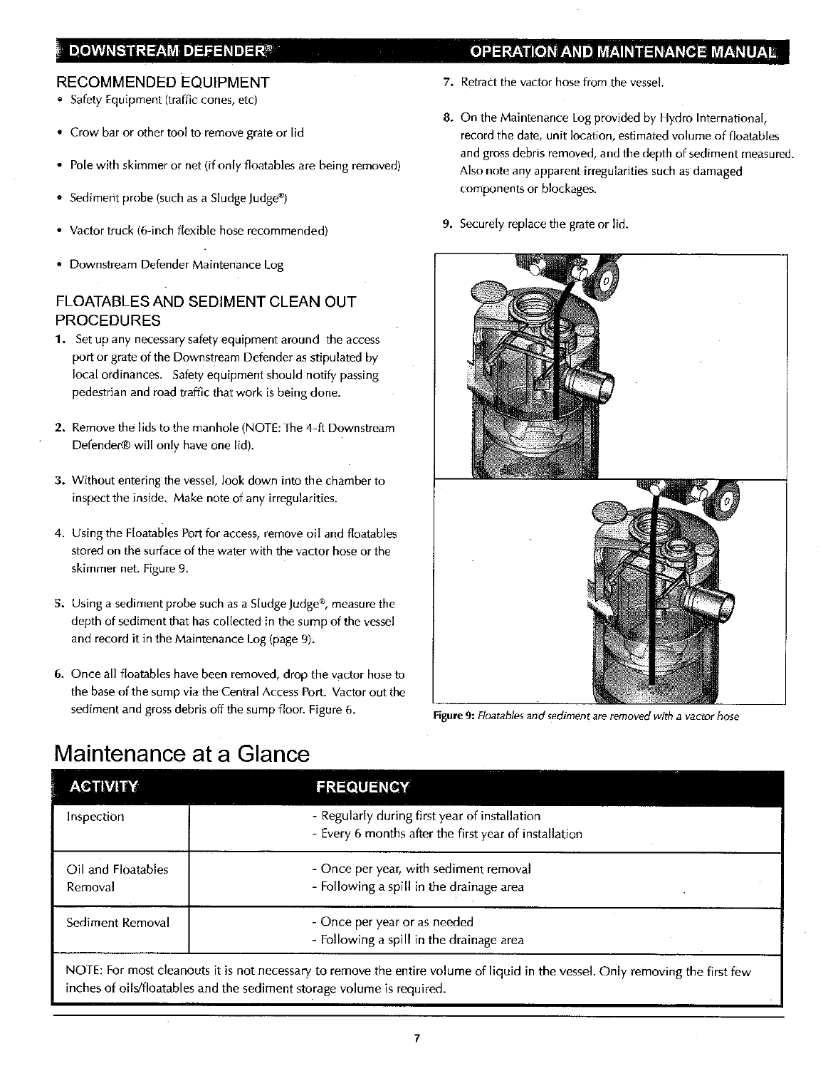## RECOMMENDED EQUIPMENT

- Safety Equipment (traffic cones, etc)
- Crow bar or other tool to remove grate or lid
- Pole with skimmer or net (if only floatables are being removed)
- Sediment probe (such as a Sludge Judge®)
- Vactor truck (6-inch flexible hose recommended)
- Downstream Defender Maintenance Log

## FLOATABLES AND SEDIMENT CLEAN OUT PROCEDURES

1. Set up any necessary safety equipment around the access port or grate of the Downstream Defender as stipulated by local ordinances. Safety equipment should notify passing pedestrian and road traffic that work is being done.
2. Remove the lids to the manhole (NOTE: The 4-ft Downstream Defender® will only have one lid).
3. Without entering the vessel, look down into the chamber to inspect the inside. Make note of any irregularities.
4. Using the Floatables Port for access, remove oil and floatables stored on the surface of the water with the vactor hose or the skimmer net. Figure 9.
5. Using a sediment probe such as a Sludge Judge®, measure the depth of sediment that has collected in the sump of the vessel and record it in the Maintenance Log (page 9).
6. Once all floatables have been removed, drop the vactor hose to the base of the sump via the Central Access Port. Vactor out the sediment and gross debris off the sump floor. Figure 6.
7. Retract the vactor hose from the vessel.
8. On the Maintenance Log provided by Hydro International, record the date, unit location, estimated volume of floatables and gross debris removed, and the depth of sediment measured. Also note any apparent irregularities such as damaged components or blockages.
9. Securely replace the grate or lid.

**Figure 9:** *Floatables and sediment are removed with a vactor hose*

# Maintenance at a Glance

| ACTIVITY | FREQUENCY |
|---|---|
| Inspection | - Regularly during first year of installation<br>- Every 6 months after the first year of installation |
| Oil and Floatables Removal | - Once per year, with sediment removal<br>- Following a spill in the drainage area |
| Sediment Removal | - Once per year or as needed<br>- Following a spill in the drainage area |

NOTE: For most cleanouts it is not necessary to remove the entire volume of liquid in the vessel. Only removing the first few inches of oils/floatables and the sediment storage volume is required.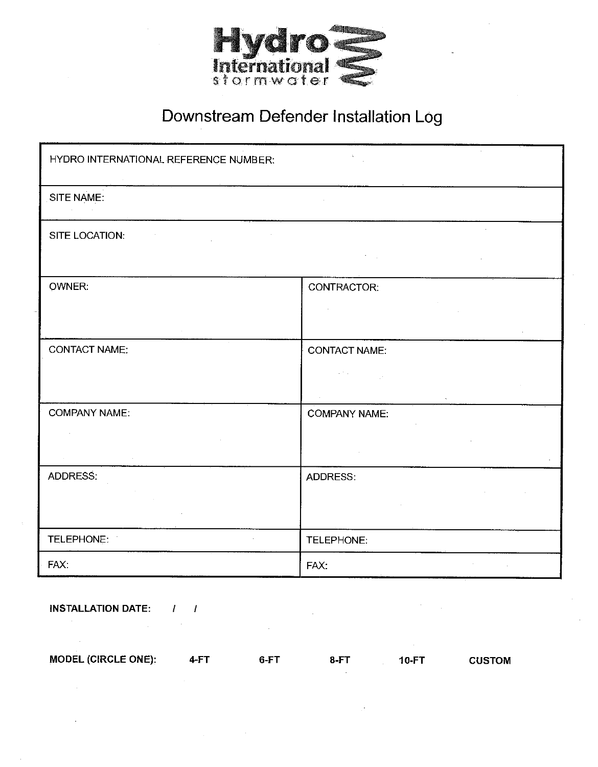Hydro International stormwater

# Downstream Defender Installation Log

| HYDRO INTERNATIONAL REFERENCE NUMBER: | |
|---|---|
| SITE NAME: | |
| SITE LOCATION: | |
| OWNER: | CONTRACTOR: |
| CONTACT NAME: | CONTACT NAME: |
| COMPANY NAME: | COMPANY NAME: |
| ADDRESS: | ADDRESS: |
| TELEPHONE: | TELEPHONE: |
| FAX: | FAX: |

**INSTALLATION DATE:** / /

**MODEL (CIRCLE ONE):** **4-FT** **6-FT** **8-FT** **10-FT** **CUSTOM**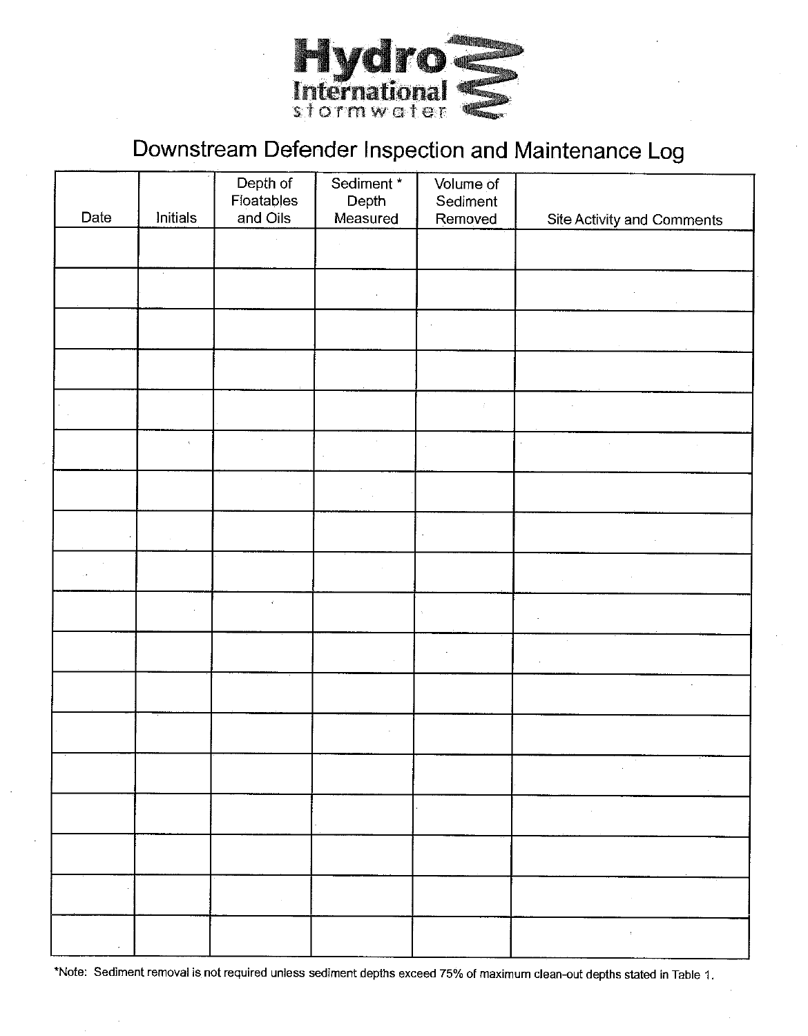Hydro International stormwater

# Downstream Defender Inspection and Maintenance Log

| Date | Initials | Depth of Floatables and Oils | Sediment * Depth Measured | Volume of Sediment Removed | Site Activity and Comments |
|---|---|---|---|---|---|
| | | | | | |
| | | | | | |
| | | | | | |
| | | | | | |
| | | | | | |
| | | | | | |
| | | | | | |
| | | | | | |
| | | | | | |
| | | | | | |
| | | | | | |
| | | | | | |
| | | | | | |
| | | | | | |
| | | | | | |
| | | | | | |
| | | | | | |
| | | | | | |

*Note: Sediment removal is not required unless sediment depths exceed 75% of maximum clean-out depths stated in Table 1.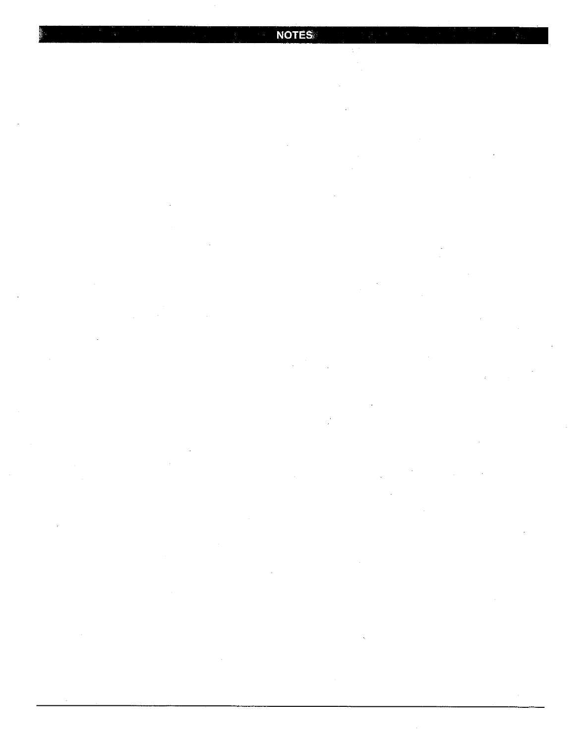# NOTES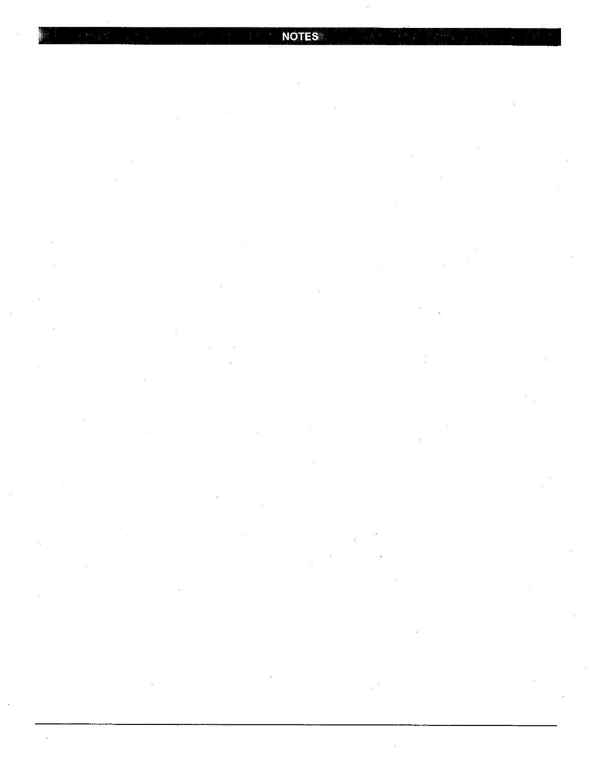## NOTES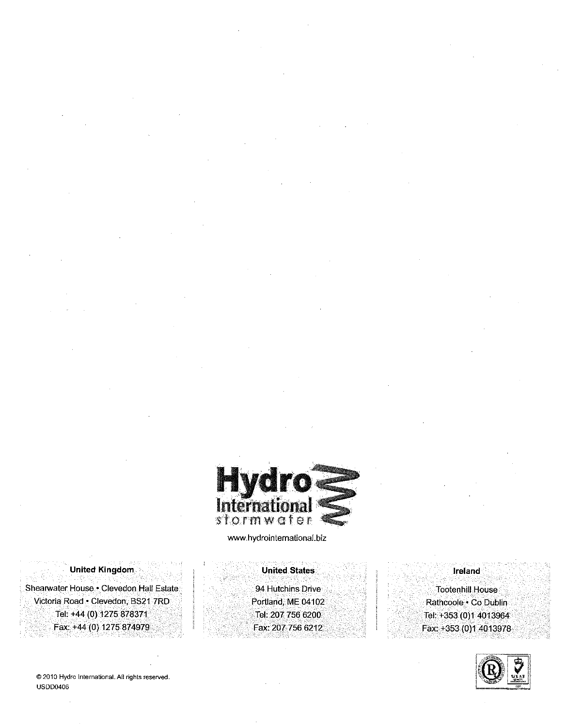Hydro International stormwater

www.hydrointernational.biz

**United Kingdom**

Shearwater House • Clevedon Hall Estate
Victoria Road • Clevedon, BS21 7RD
Tel: +44 (0) 1275 878371
Fax: +44 (0) 1275 874979

**United States**

94 Hutchins Drive
Portland, ME 04102
Tel: 207 756 6200
Fax: 207 756 6212

**Ireland**

Tootenhill House
Rathcoole • Co Dublin
Tel: +353 (0)1 4013964
Fax: +353 (0)1 4013978

© 2010 Hydro International. All rights reserved.
USDD0406